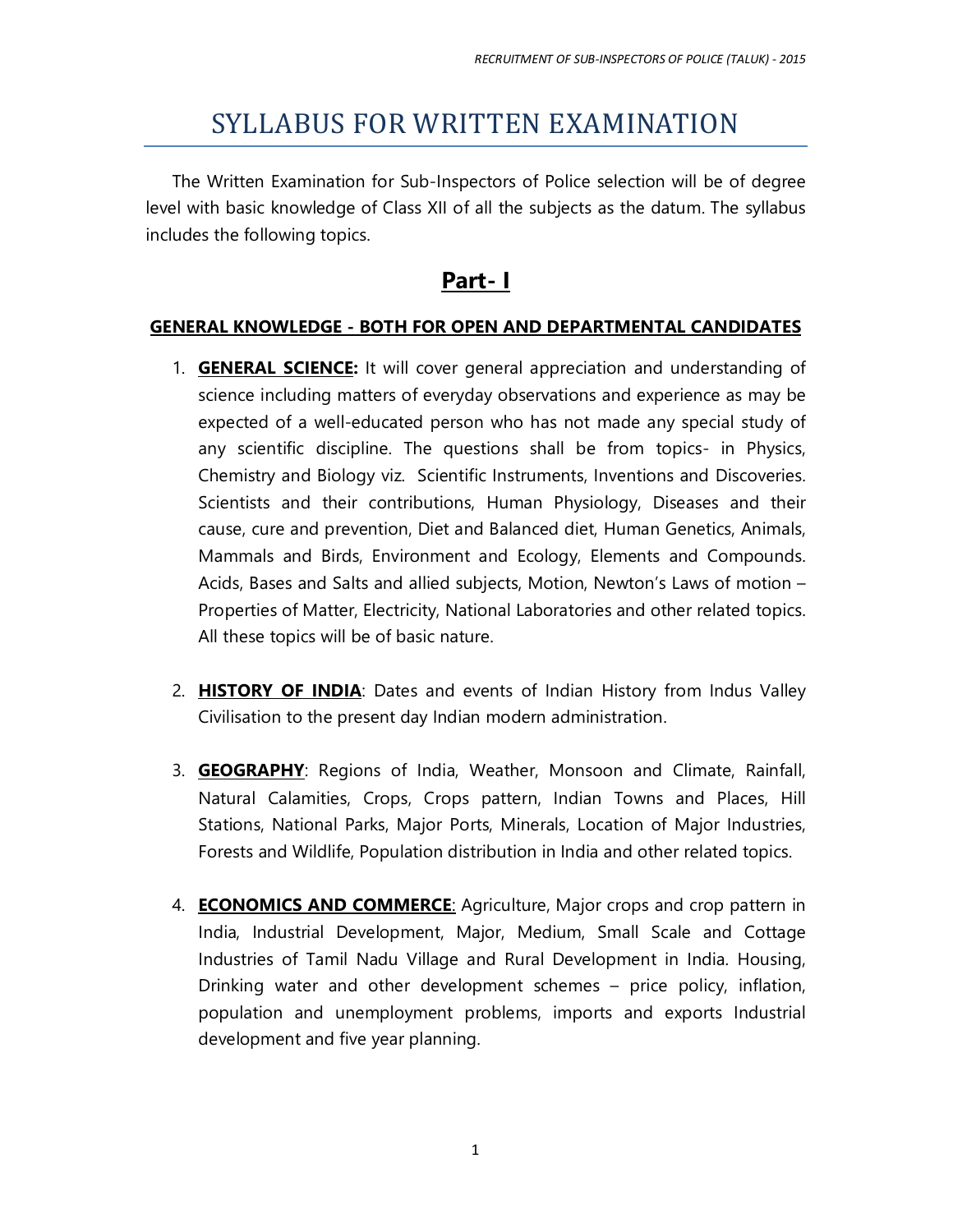# SYLLABUS FOR WRITTEN EXAMINATION

The Written Examination for Sub-Inspectors of Police selection will be of degree level with basic knowledge of Class XII of all the subjects as the datum. The syllabus includes the following topics.

## Part- I

### GENERAL KNOWLEDGE - BOTH FOR OPEN AND DEPARTMENTAL CANDIDATES

1. **GENERAL SCIENCE:** It will cover general appreciation and understanding of science including matters of everyday observations and experience as may be expected of a well-educated person who has not made any special study of any scientific discipline. The questions shall be from topics- in Physics, Chemistry and Biology viz. Scientific Instruments, Inventions and Discoveries. Scientists and their contributions, Human Physiology, Diseases and their cause, cure and prevention, Diet and Balanced diet, Human Genetics, Animals, Mammals and Birds, Environment and Ecology, Elements and Compounds. Acids, Bases and Salts and allied subjects, Motion, Newton's Laws of motion – Properties of Matter, Electricity, National Laboratories and other related topics. All these topics will be of basic nature.

2. **HISTORY OF INDIA**: Dates and events of Indian History from Indus Valley Civilisation to the present day Indian modern administration.

3. **GEOGRAPHY**: Regions of India, Weather, Monsoon and Climate, Rainfall, Natural Calamities, Crops, Crops pattern, Indian Towns and Places, Hill Stations, National Parks, Major Ports, Minerals, Location of Major Industries, Forests and Wildlife, Population distribution in India and other related topics.

4. **ECONOMICS AND COMMERCE**: Agriculture, Major crops and crop pattern in India, Industrial Development, Major, Medium, Small Scale and Cottage Industries of Tamil Nadu Village and Rural Development in India. Housing, Drinking water and other development schemes – price policy, inflation, population and unemployment problems, imports and exports Industrial development and five year planning.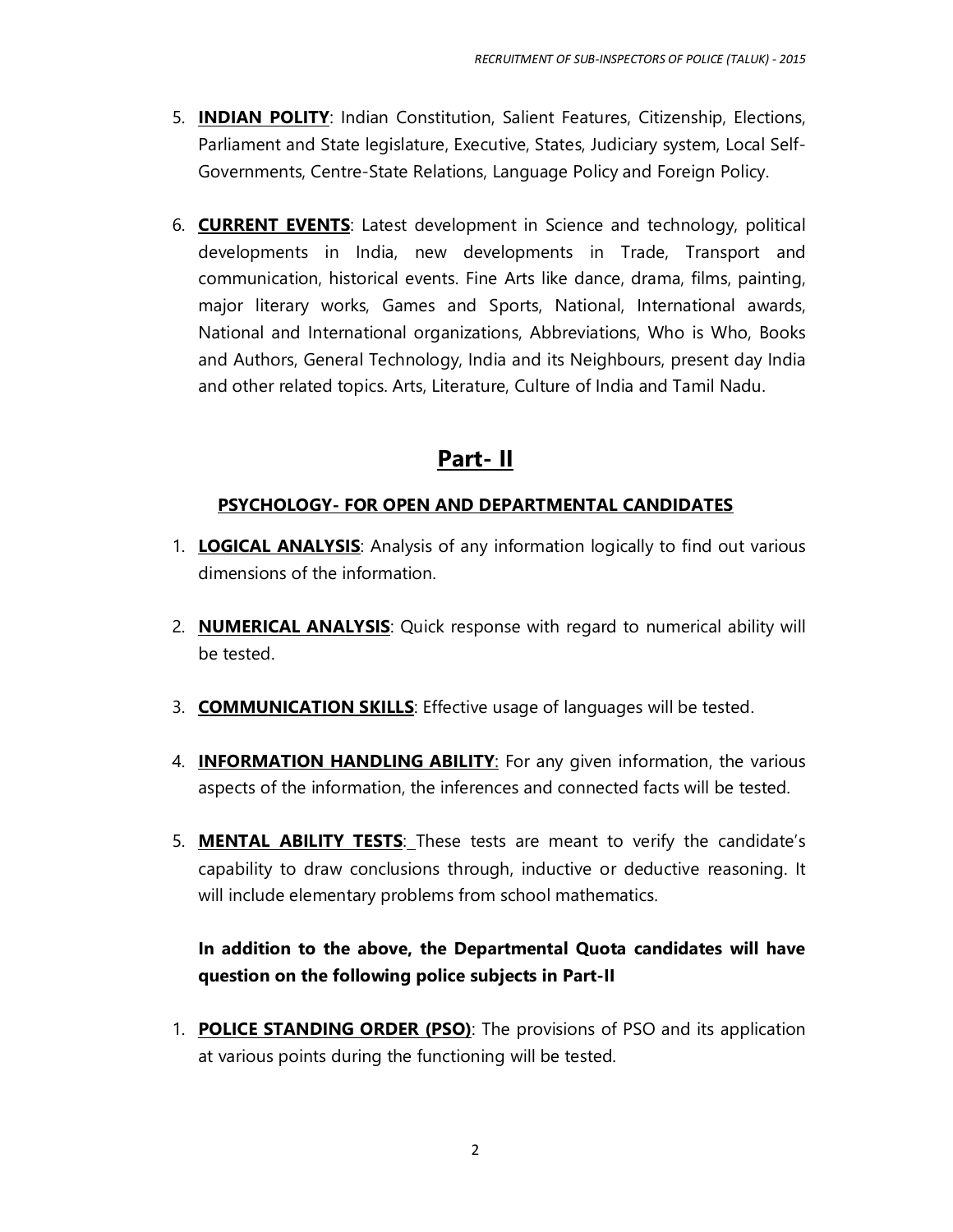5. **INDIAN POLITY**: Indian Constitution, Salient Features, Citizenship, Elections, Parliament and State legislature, Executive, States, Judiciary system, Local Self-Governments, Centre-State Relations, Language Policy and Foreign Policy.

6. **CURRENT EVENTS**: Latest development in Science and technology, political developments in India, new developments in Trade, Transport and communication, historical events. Fine Arts like dance, drama, films, painting, major literary works, Games and Sports, National, International awards, National and International organizations, Abbreviations, Who is Who, Books and Authors, General Technology, India and its Neighbours, present day India and other related topics. Arts, Literature, Culture of India and Tamil Nadu.

## Part- II

### PSYCHOLOGY- FOR OPEN AND DEPARTMENTAL CANDIDATES

1. **LOGICAL ANALYSIS**: Analysis of any information logically to find out various dimensions of the information.

2. **NUMERICAL ANALYSIS**: Quick response with regard to numerical ability will be tested.

3. **COMMUNICATION SKILLS**: Effective usage of languages will be tested.

4. **INFORMATION HANDLING ABILITY**: For any given information, the various aspects of the information, the inferences and connected facts will be tested.

5. **MENTAL ABILITY TESTS**: These tests are meant to verify the candidate's capability to draw conclusions through, inductive or deductive reasoning. It will include elementary problems from school mathematics.

**In addition to the above, the Departmental Quota candidates will have question on the following police subjects in Part-II**

1. **POLICE STANDING ORDER (PSO)**: The provisions of PSO and its application at various points during the functioning will be tested.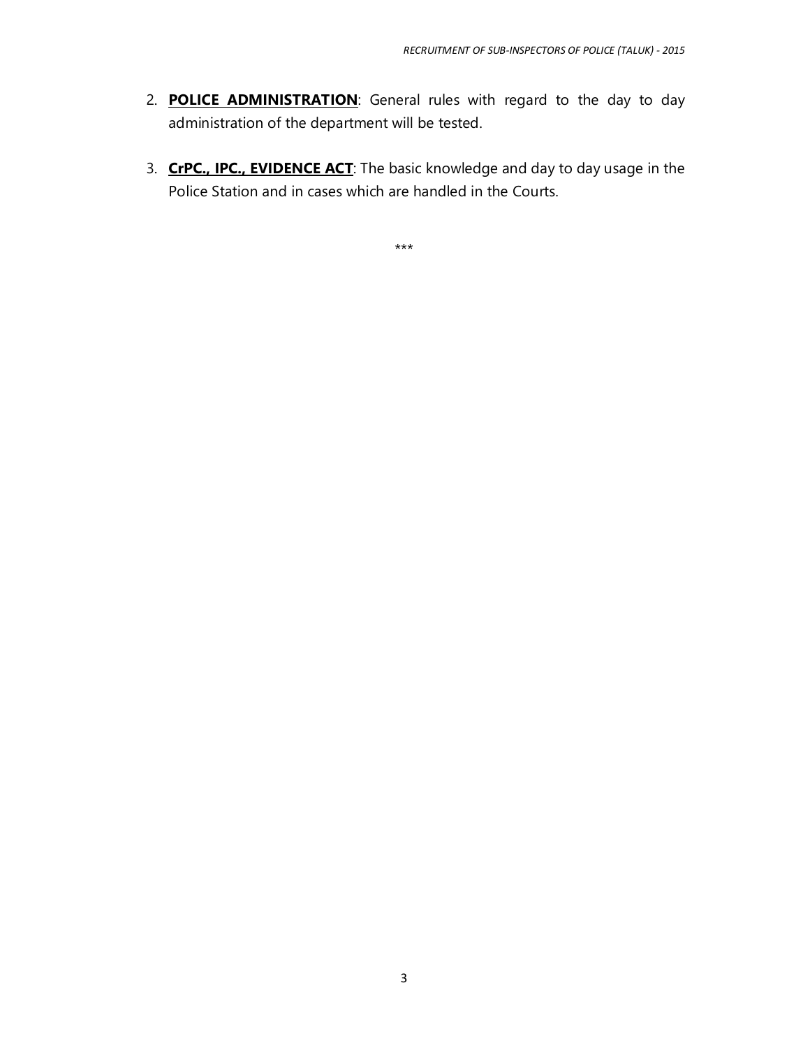2. **POLICE ADMINISTRATION**: General rules with regard to the day to day administration of the department will be tested.

3. **CrPC., IPC., EVIDENCE ACT**: The basic knowledge and day to day usage in the Police Station and in cases which are handled in the Courts.

***